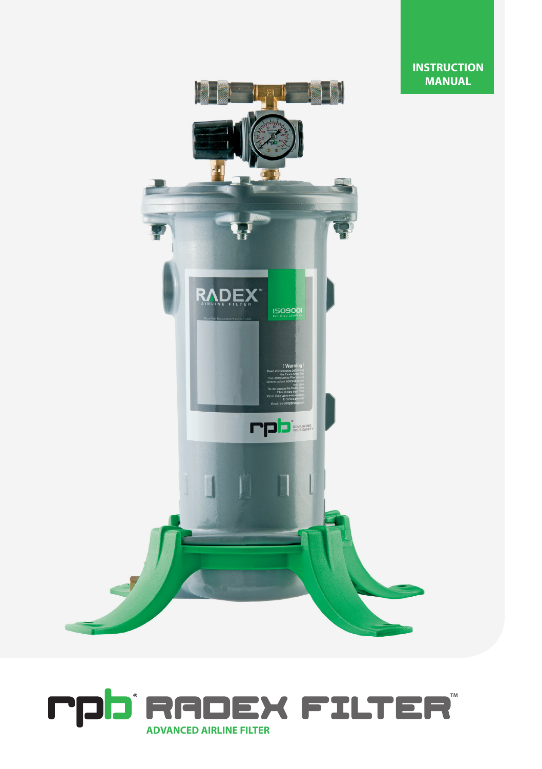**INSTRUCTION MANUAL**

# rpb® RADEX FILTER™

**ADVANCED AIRLINE FILTER**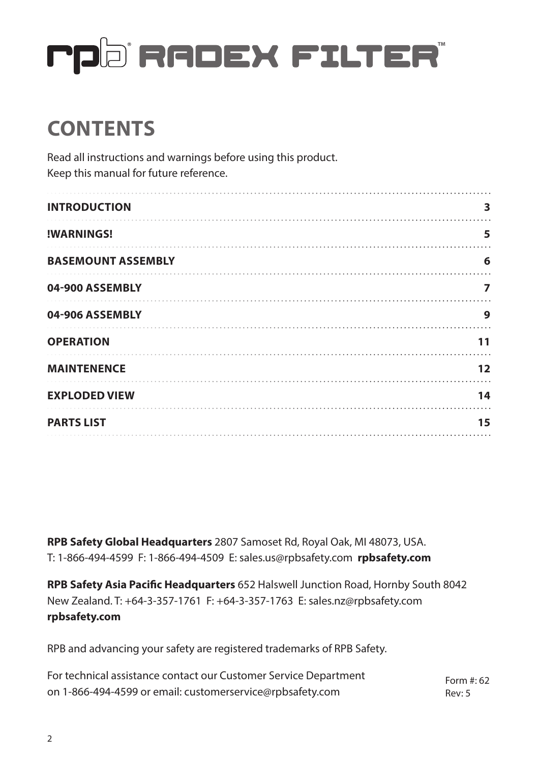# RPB® RADEX FILTER™

## CONTENTS

Read all instructions and warnings before using this product.
Keep this manual for future reference.

| | |
|---|---|
| **INTRODUCTION** | **3** |
| **!WARNINGS!** | **5** |
| **BASEMOUNT ASSEMBLY** | **6** |
| **04-900 ASSEMBLY** | **7** |
| **04-906 ASSEMBLY** | **9** |
| **OPERATION** | **11** |
| **MAINTENENCE** | **12** |
| **EXPLODED VIEW** | **14** |
| **PARTS LIST** | **15** |

**RPB Safety Global Headquarters** 2807 Samoset Rd, Royal Oak, MI 48073, USA.
T: 1-866-494-4599 F: 1-866-494-4509 E: sales.us@rpbsafety.com **rpbsafety.com**

**RPB Safety Asia Pacific Headquarters** 652 Halswell Junction Road, Hornby South 8042 New Zealand. T: +64-3-357-1761 F: +64-3-357-1763 E: sales.nz@rpbsafety.com **rpbsafety.com**

RPB and advancing your safety are registered trademarks of RPB Safety.

For technical assistance contact our Customer Service Department on 1-866-494-4599 or email: customerservice@rpbsafety.com

Form #: 62
Rev: 5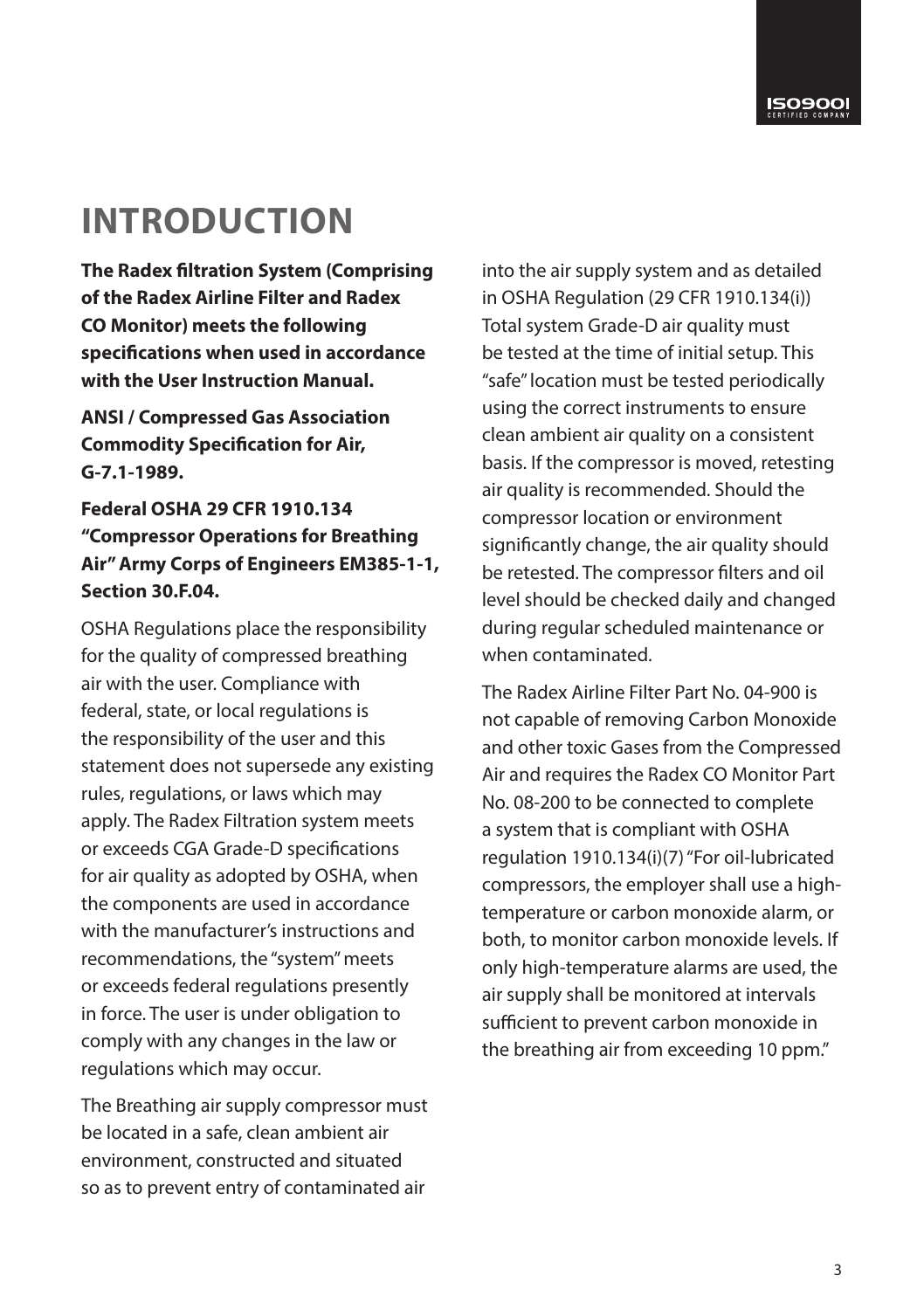# INTRODUCTION

**The Radex filtration System (Comprising of the Radex Airline Filter and Radex CO Monitor) meets the following specifications when used in accordance with the User Instruction Manual.**

**ANSI / Compressed Gas Association Commodity Specification for Air, G-7.1-1989.**

**Federal OSHA 29 CFR 1910.134 "Compressor Operations for Breathing Air" Army Corps of Engineers EM385-1-1, Section 30.F.04.**

OSHA Regulations place the responsibility for the quality of compressed breathing air with the user. Compliance with federal, state, or local regulations is the responsibility of the user and this statement does not supersede any existing rules, regulations, or laws which may apply. The Radex Filtration system meets or exceeds CGA Grade-D specifications for air quality as adopted by OSHA, when the components are used in accordance with the manufacturer's instructions and recommendations, the "system" meets or exceeds federal regulations presently in force. The user is under obligation to comply with any changes in the law or regulations which may occur.

The Breathing air supply compressor must be located in a safe, clean ambient air environment, constructed and situated so as to prevent entry of contaminated air into the air supply system and as detailed in OSHA Regulation (29 CFR 1910.134(i)) Total system Grade-D air quality must be tested at the time of initial setup. This "safe" location must be tested periodically using the correct instruments to ensure clean ambient air quality on a consistent basis. If the compressor is moved, retesting air quality is recommended. Should the compressor location or environment significantly change, the air quality should be retested. The compressor filters and oil level should be checked daily and changed during regular scheduled maintenance or when contaminated.

The Radex Airline Filter Part No. 04-900 is not capable of removing Carbon Monoxide and other toxic Gases from the Compressed Air and requires the Radex CO Monitor Part No. 08-200 to be connected to complete a system that is compliant with OSHA regulation 1910.134(i)(7) "For oil-lubricated compressors, the employer shall use a high-temperature or carbon monoxide alarm, or both, to monitor carbon monoxide levels. If only high-temperature alarms are used, the air supply shall be monitored at intervals sufficient to prevent carbon monoxide in the breathing air from exceeding 10 ppm."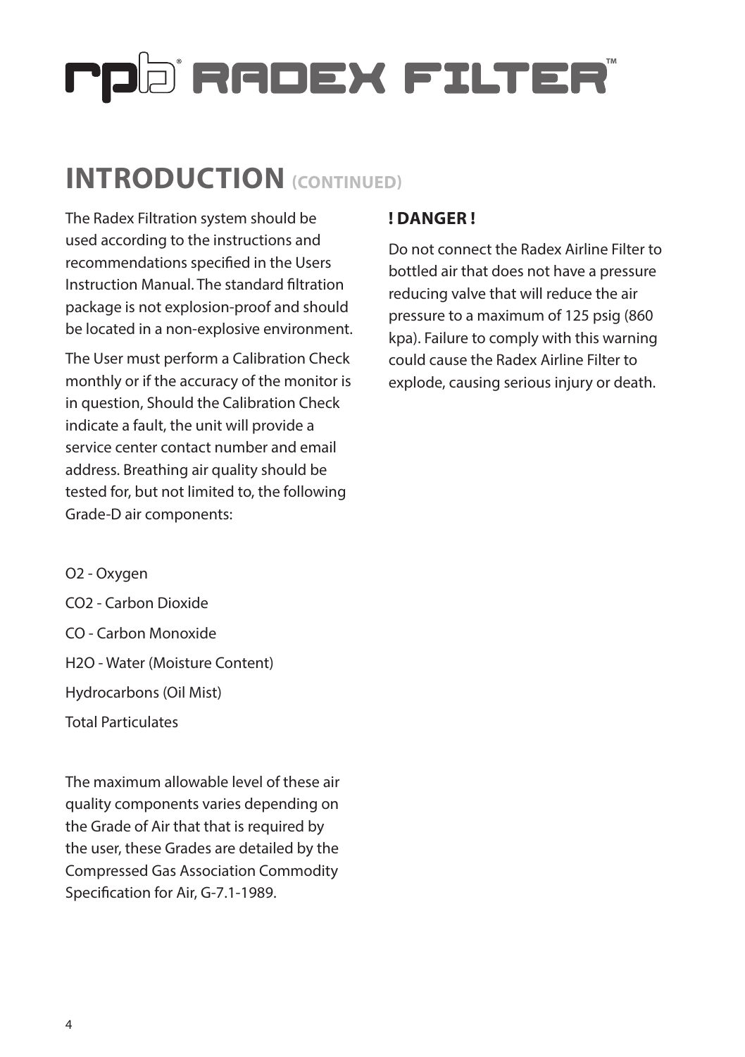# rpb® RADEX FILTER™

## INTRODUCTION (CONTINUED)

The Radex Filtration system should be used according to the instructions and recommendations specified in the Users Instruction Manual. The standard filtration package is not explosion-proof and should be located in a non-explosive environment.

The User must perform a Calibration Check monthly or if the accuracy of the monitor is in question, Should the Calibration Check indicate a fault, the unit will provide a service center contact number and email address. Breathing air quality should be tested for, but not limited to, the following Grade-D air components:

$O_2$ - Oxygen

$CO_2$ - Carbon Dioxide

CO - Carbon Monoxide

$H_2O$ - Water (Moisture Content)

Hydrocarbons (Oil Mist)

Total Particulates

The maximum allowable level of these air quality components varies depending on the Grade of Air that that is required by the user, these Grades are detailed by the Compressed Gas Association Commodity Specification for Air, G-7.1-1989.

**! DANGER !**

Do not connect the Radex Airline Filter to bottled air that does not have a pressure reducing valve that will reduce the air pressure to a maximum of 125 psig (860 kpa). Failure to comply with this warning could cause the Radex Airline Filter to explode, causing serious injury or death.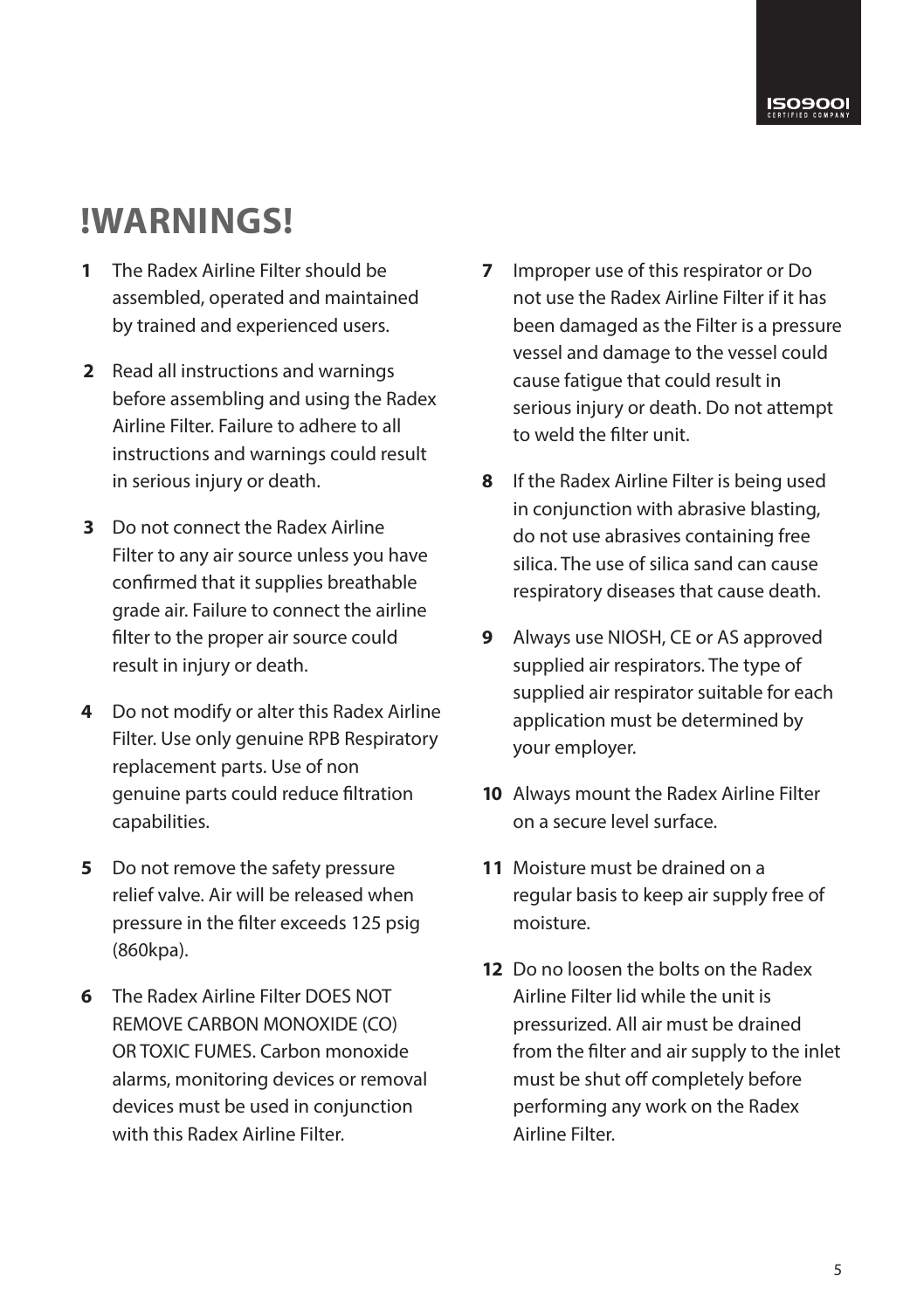# !WARNINGS!

1. The Radex Airline Filter should be assembled, operated and maintained by trained and experienced users.

2. Read all instructions and warnings before assembling and using the Radex Airline Filter. Failure to adhere to all instructions and warnings could result in serious injury or death.

3. Do not connect the Radex Airline Filter to any air source unless you have confirmed that it supplies breathable grade air. Failure to connect the airline filter to the proper air source could result in injury or death.

4. Do not modify or alter this Radex Airline Filter. Use only genuine RPB Respiratory replacement parts. Use of non genuine parts could reduce filtration capabilities.

5. Do not remove the safety pressure relief valve. Air will be released when pressure in the filter exceeds 125 psig (860kpa).

6. The Radex Airline Filter DOES NOT REMOVE CARBON MONOXIDE (CO) OR TOXIC FUMES. Carbon monoxide alarms, monitoring devices or removal devices must be used in conjunction with this Radex Airline Filter.

7. Improper use of this respirator or Do not use the Radex Airline Filter if it has been damaged as the Filter is a pressure vessel and damage to the vessel could cause fatigue that could result in serious injury or death. Do not attempt to weld the filter unit.

8. If the Radex Airline Filter is being used in conjunction with abrasive blasting, do not use abrasives containing free silica. The use of silica sand can cause respiratory diseases that cause death.

9. Always use NIOSH, CE or AS approved supplied air respirators. The type of supplied air respirator suitable for each application must be determined by your employer.

10. Always mount the Radex Airline Filter on a secure level surface.

11. Moisture must be drained on a regular basis to keep air supply free of moisture.

12. Do no loosen the bolts on the Radex Airline Filter lid while the unit is pressurized. All air must be drained from the filter and air supply to the inlet must be shut off completely before performing any work on the Radex Airline Filter.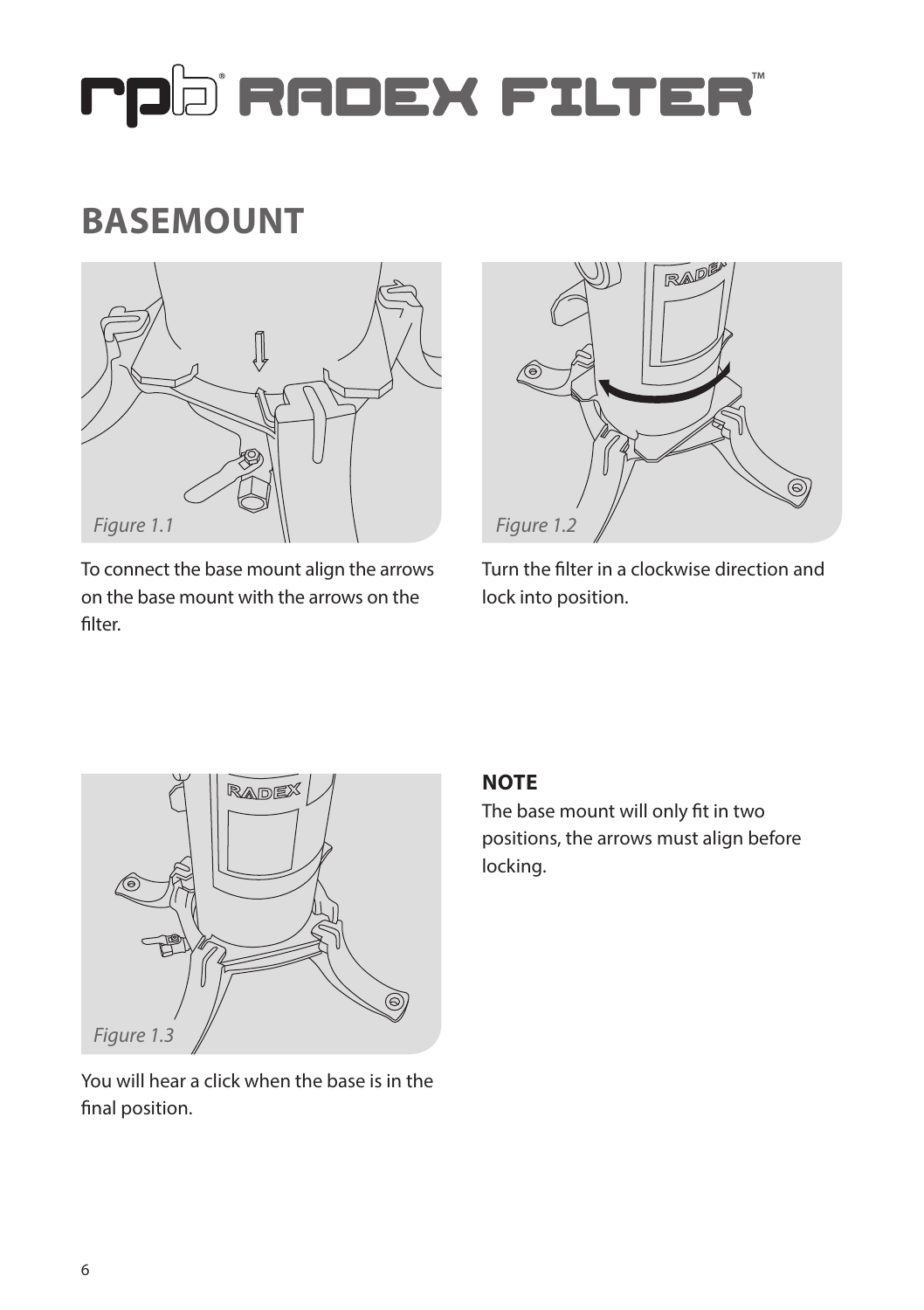# rpb RADEX FILTER™

## BASEMOUNT

*Figure 1.1*

To connect the base mount align the arrows on the base mount with the arrows on the filter.

*Figure 1.2*

Turn the filter in a clockwise direction and lock into position.

*Figure 1.3*

You will hear a click when the base is in the final position.

**NOTE**

The base mount will only fit in two positions, the arrows must align before locking.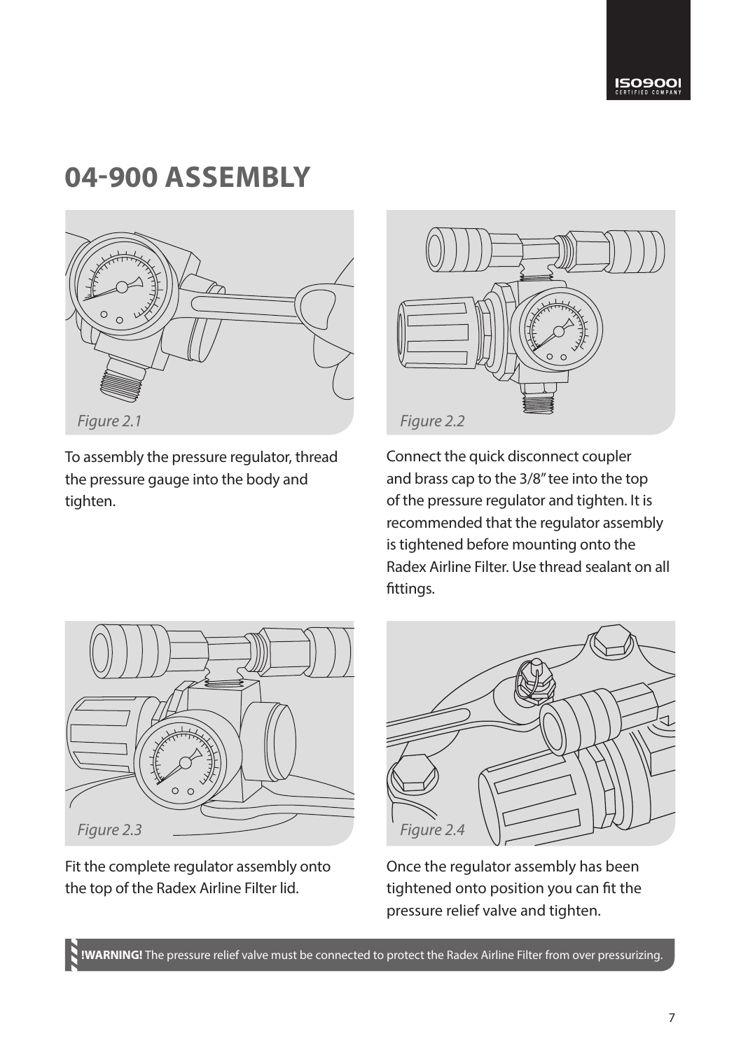# 04-900 ASSEMBLY

*Figure 2.1*

To assembly the pressure regulator, thread the pressure gauge into the body and tighten.

*Figure 2.2*

Connect the quick disconnect coupler and brass cap to the 3/8" tee into the top of the pressure regulator and tighten. It is recommended that the regulator assembly is tightened before mounting onto the Radex Airline Filter. Use thread sealant on all fittings.

*Figure 2.3*

Fit the complete regulator assembly onto the top of the Radex Airline Filter lid.

*Figure 2.4*

Once the regulator assembly has been tightened onto position you can fit the pressure relief valve and tighten.

**!WARNING!** The pressure relief valve must be connected to protect the Radex Airline Filter from over pressurizing.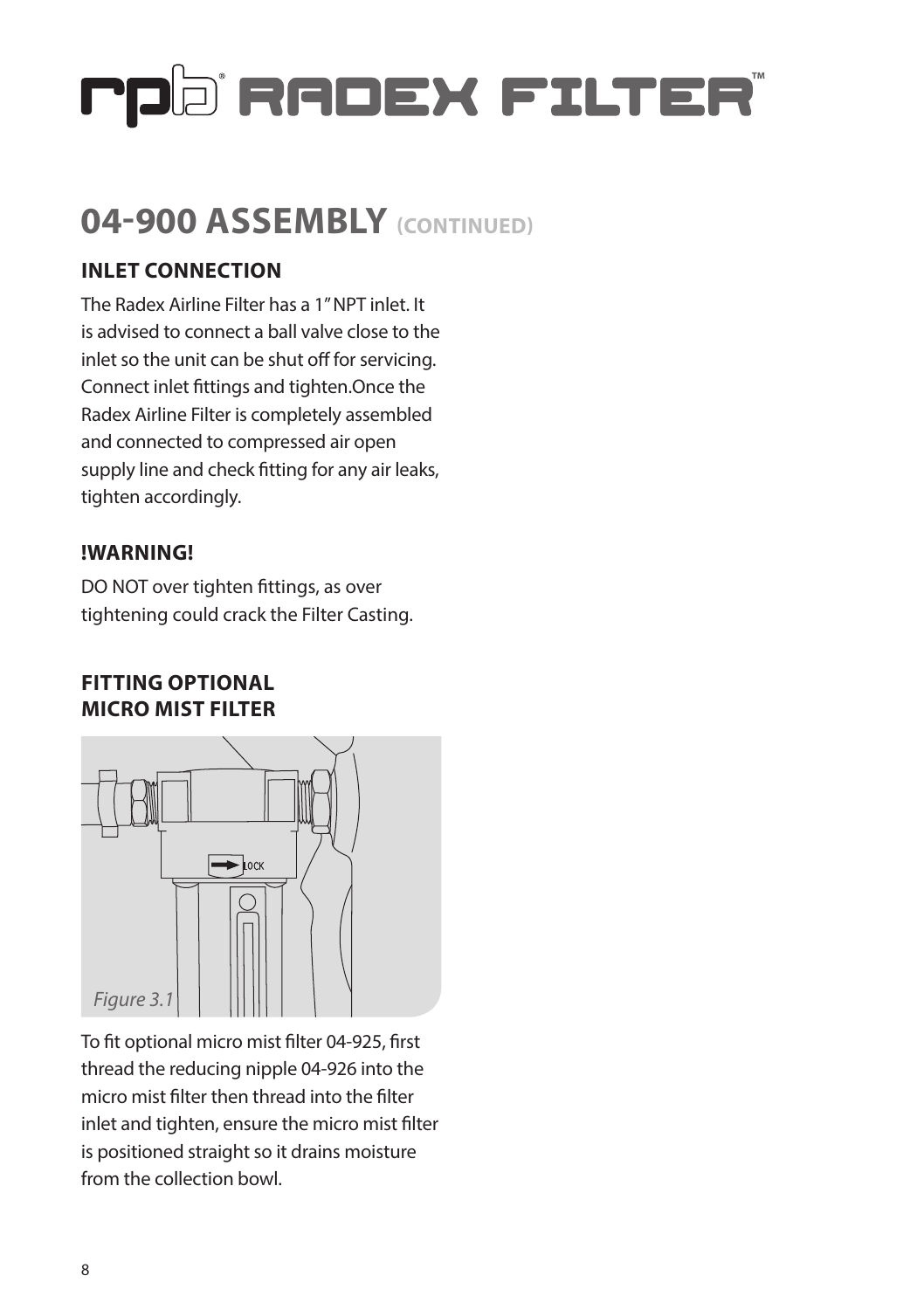# RPB RADEX FILTER™

## 04-900 ASSEMBLY (CONTINUED)

### INLET CONNECTION

The Radex Airline Filter has a 1" NPT inlet. It is advised to connect a ball valve close to the inlet so the unit can be shut off for servicing. Connect inlet fittings and tighten.Once the Radex Airline Filter is completely assembled and connected to compressed air open supply line and check fitting for any air leaks, tighten accordingly.

### !WARNING!

DO NOT over tighten fittings, as over tightening could crack the Filter Casting.

### FITTING OPTIONAL MICRO MIST FILTER

LOCK

*Figure 3.1*

To fit optional micro mist filter 04-925, first thread the reducing nipple 04-926 into the micro mist filter then thread into the filter inlet and tighten, ensure the micro mist filter is positioned straight so it drains moisture from the collection bowl.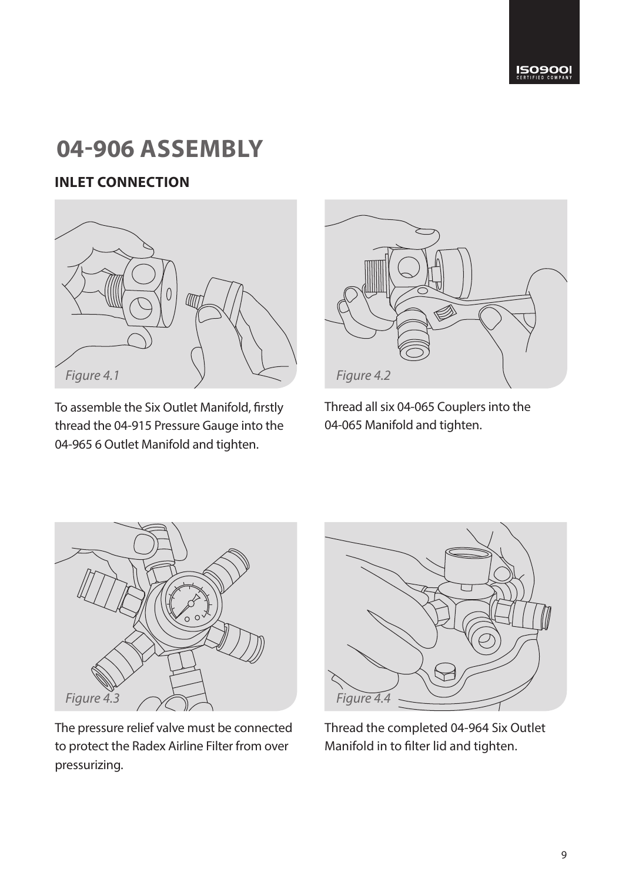# 04-906 ASSEMBLY

## INLET CONNECTION

*Figure 4.1*

To assemble the Six Outlet Manifold, firstly thread the 04-915 Pressure Gauge into the 04-965 6 Outlet Manifold and tighten.

*Figure 4.2*

Thread all six 04-065 Couplers into the 04-065 Manifold and tighten.

*Figure 4.3*

The pressure relief valve must be connected to protect the Radex Airline Filter from over pressurizing.

*Figure 4.4*

Thread the completed 04-964 Six Outlet Manifold in to filter lid and tighten.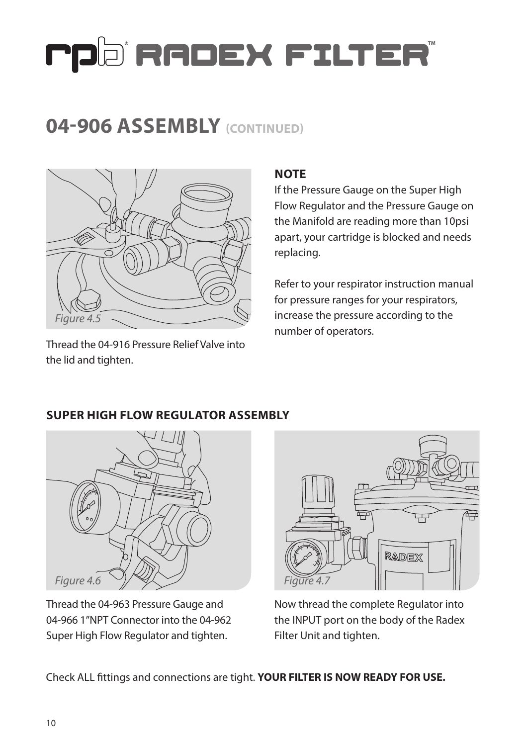# rpb RADEX FILTER™

## 04-906 ASSEMBLY (CONTINUED)

Figure 4.5

Thread the 04-916 Pressure Relief Valve into the lid and tighten.

**NOTE**

If the Pressure Gauge on the Super High Flow Regulator and the Pressure Gauge on the Manifold are reading more than 10psi apart, your cartridge is blocked and needs replacing.

Refer to your respirator instruction manual for pressure ranges for your respirators, increase the pressure according to the number of operators.

### SUPER HIGH FLOW REGULATOR ASSEMBLY

Figure 4.6

Thread the 04-963 Pressure Gauge and 04-966 1"NPT Connector into the 04-962 Super High Flow Regulator and tighten.

Figure 4.7

Now thread the complete Regulator into the INPUT port on the body of the Radex Filter Unit and tighten.

Check ALL fittings and connections are tight. **YOUR FILTER IS NOW READY FOR USE.**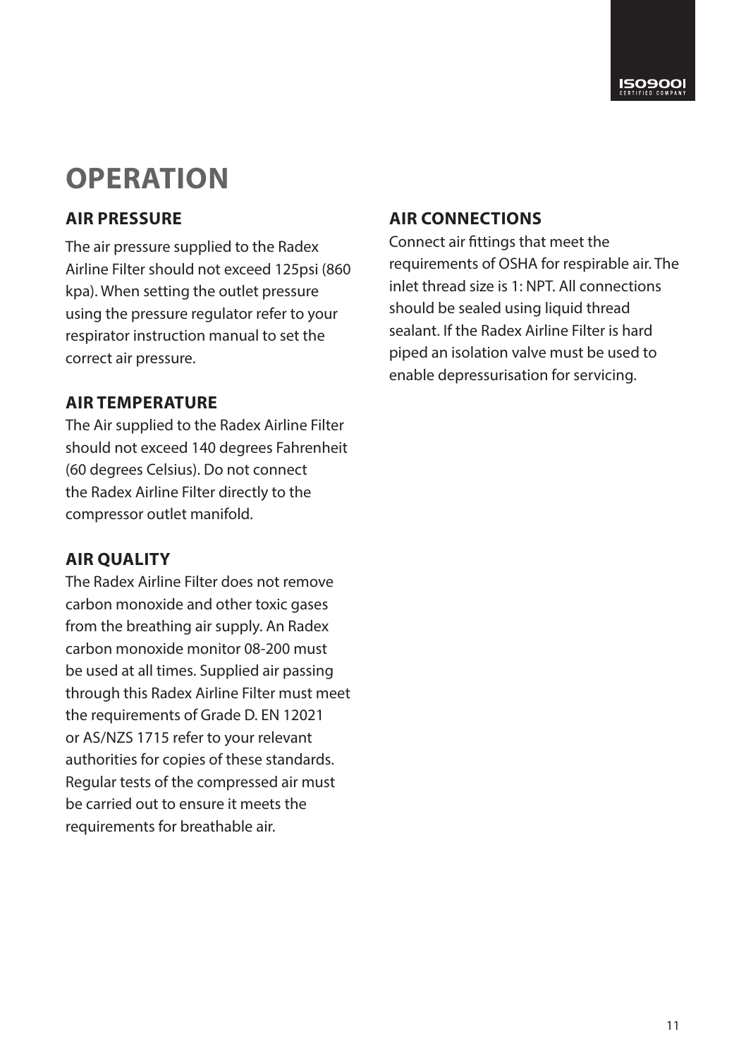# OPERATION

## AIR PRESSURE

The air pressure supplied to the Radex Airline Filter should not exceed 125psi (860 kpa). When setting the outlet pressure using the pressure regulator refer to your respirator instruction manual to set the correct air pressure.

## AIR TEMPERATURE

The Air supplied to the Radex Airline Filter should not exceed 140 degrees Fahrenheit (60 degrees Celsius). Do not connect the Radex Airline Filter directly to the compressor outlet manifold.

## AIR QUALITY

The Radex Airline Filter does not remove carbon monoxide and other toxic gases from the breathing air supply. An Radex carbon monoxide monitor 08-200 must be used at all times. Supplied air passing through this Radex Airline Filter must meet the requirements of Grade D. EN 12021 or AS/NZS 1715 refer to your relevant authorities for copies of these standards. Regular tests of the compressed air must be carried out to ensure it meets the requirements for breathable air.

## AIR CONNECTIONS

Connect air fittings that meet the requirements of OSHA for respirable air. The inlet thread size is 1: NPT. All connections should be sealed using liquid thread sealant. If the Radex Airline Filter is hard piped an isolation valve must be used to enable depressurisation for servicing.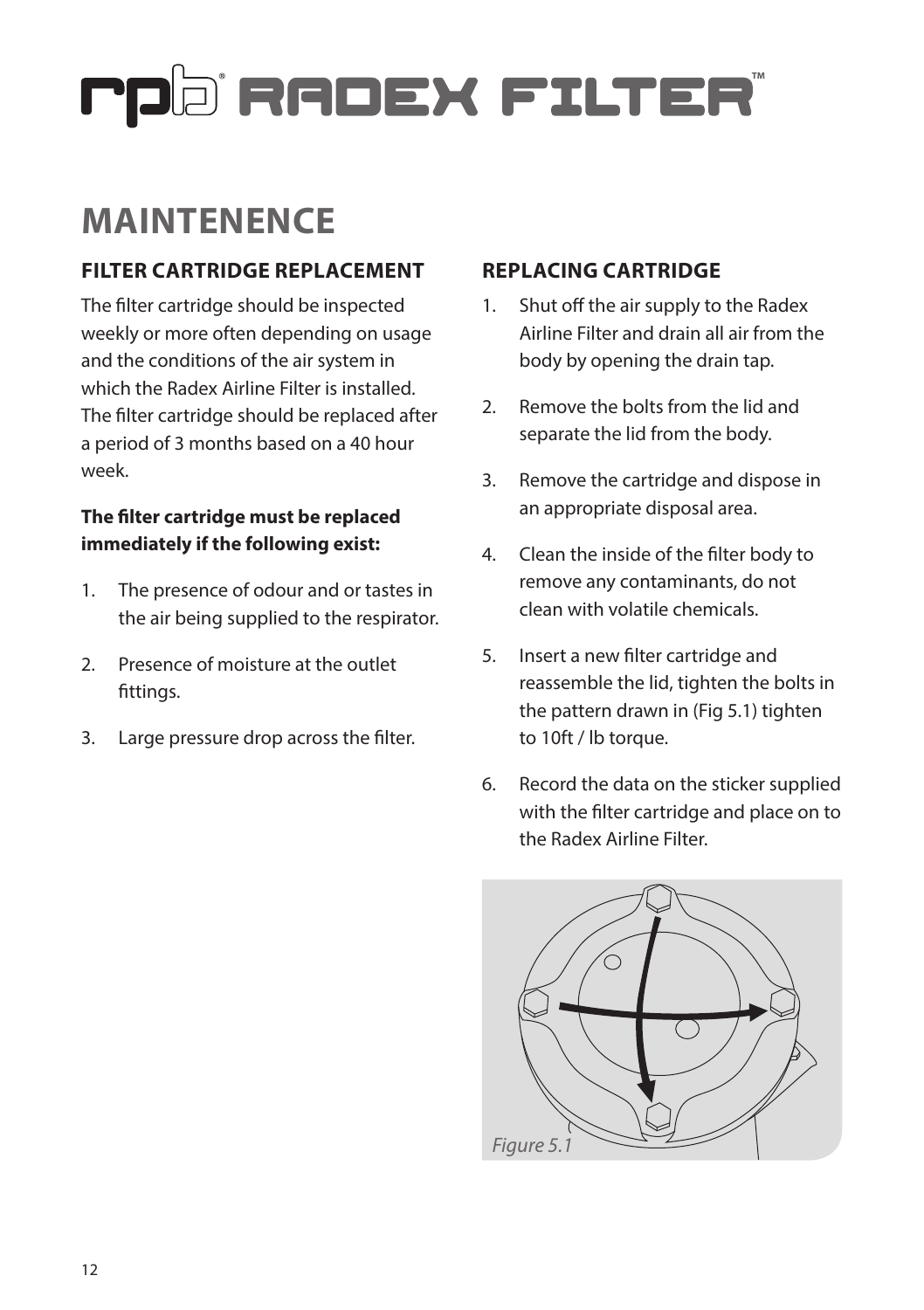# rpb® RADEX FILTER™

## MAINTENENCE

### FILTER CARTRIDGE REPLACEMENT

The filter cartridge should be inspected weekly or more often depending on usage and the conditions of the air system in which the Radex Airline Filter is installed. The filter cartridge should be replaced after a period of 3 months based on a 40 hour week.

**The filter cartridge must be replaced immediately if the following exist:**

1. The presence of odour and or tastes in the air being supplied to the respirator.
2. Presence of moisture at the outlet fittings.
3. Large pressure drop across the filter.

### REPLACING CARTRIDGE

1. Shut off the air supply to the Radex Airline Filter and drain all air from the body by opening the drain tap.
2. Remove the bolts from the lid and separate the lid from the body.
3. Remove the cartridge and dispose in an appropriate disposal area.
4. Clean the inside of the filter body to remove any contaminants, do not clean with volatile chemicals.
5. Insert a new filter cartridge and reassemble the lid, tighten the bolts in the pattern drawn in (Fig 5.1) tighten to 10ft / lb torque.
6. Record the data on the sticker supplied with the filter cartridge and place on to the Radex Airline Filter.

*Figure 5.1*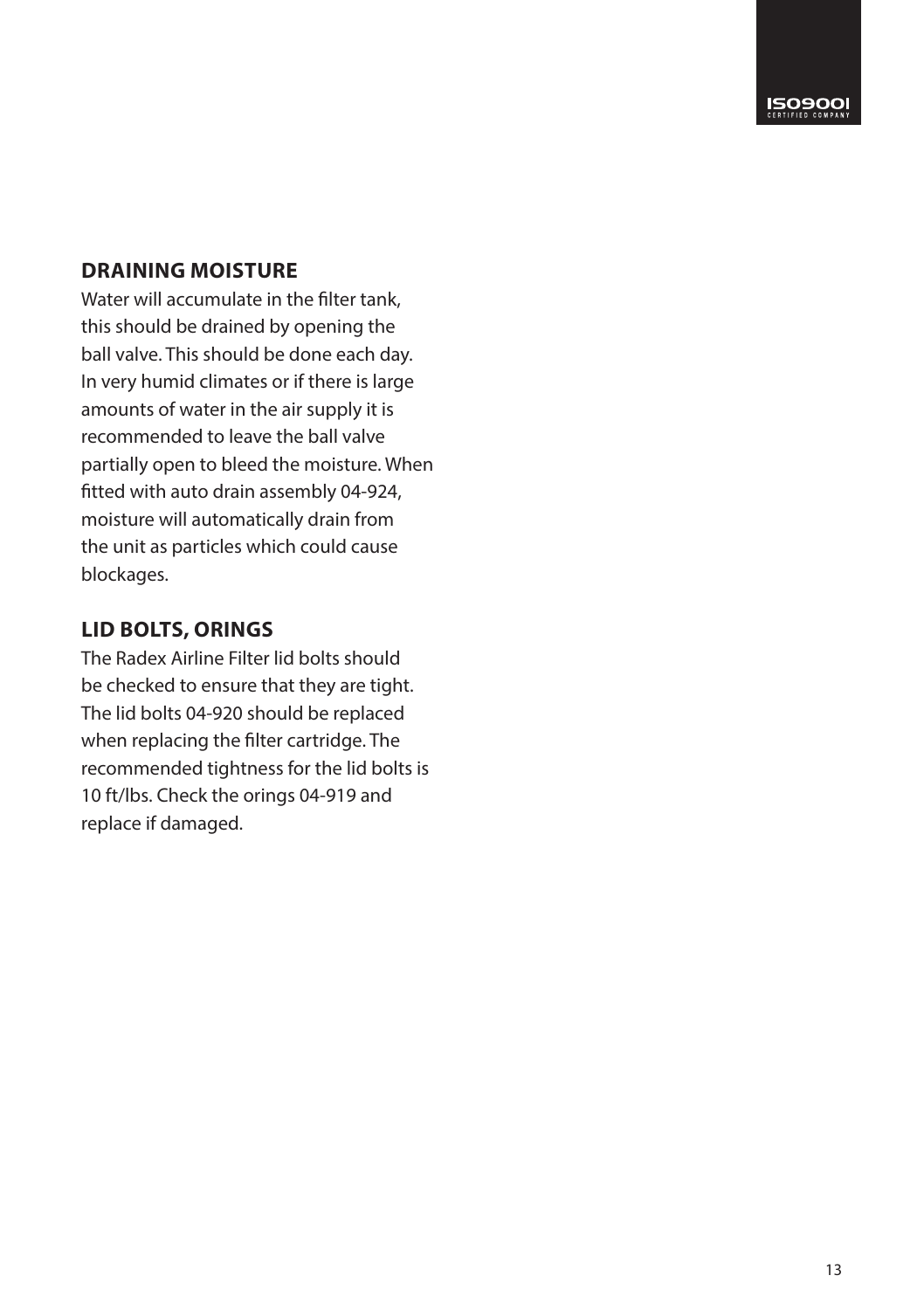## DRAINING MOISTURE

Water will accumulate in the filter tank, this should be drained by opening the ball valve. This should be done each day. In very humid climates or if there is large amounts of water in the air supply it is recommended to leave the ball valve partially open to bleed the moisture. When fitted with auto drain assembly 04-924, moisture will automatically drain from the unit as particles which could cause blockages.

## LID BOLTS, ORINGS

The Radex Airline Filter lid bolts should be checked to ensure that they are tight. The lid bolts 04-920 should be replaced when replacing the filter cartridge. The recommended tightness for the lid bolts is 10 ft/lbs. Check the orings 04-919 and replace if damaged.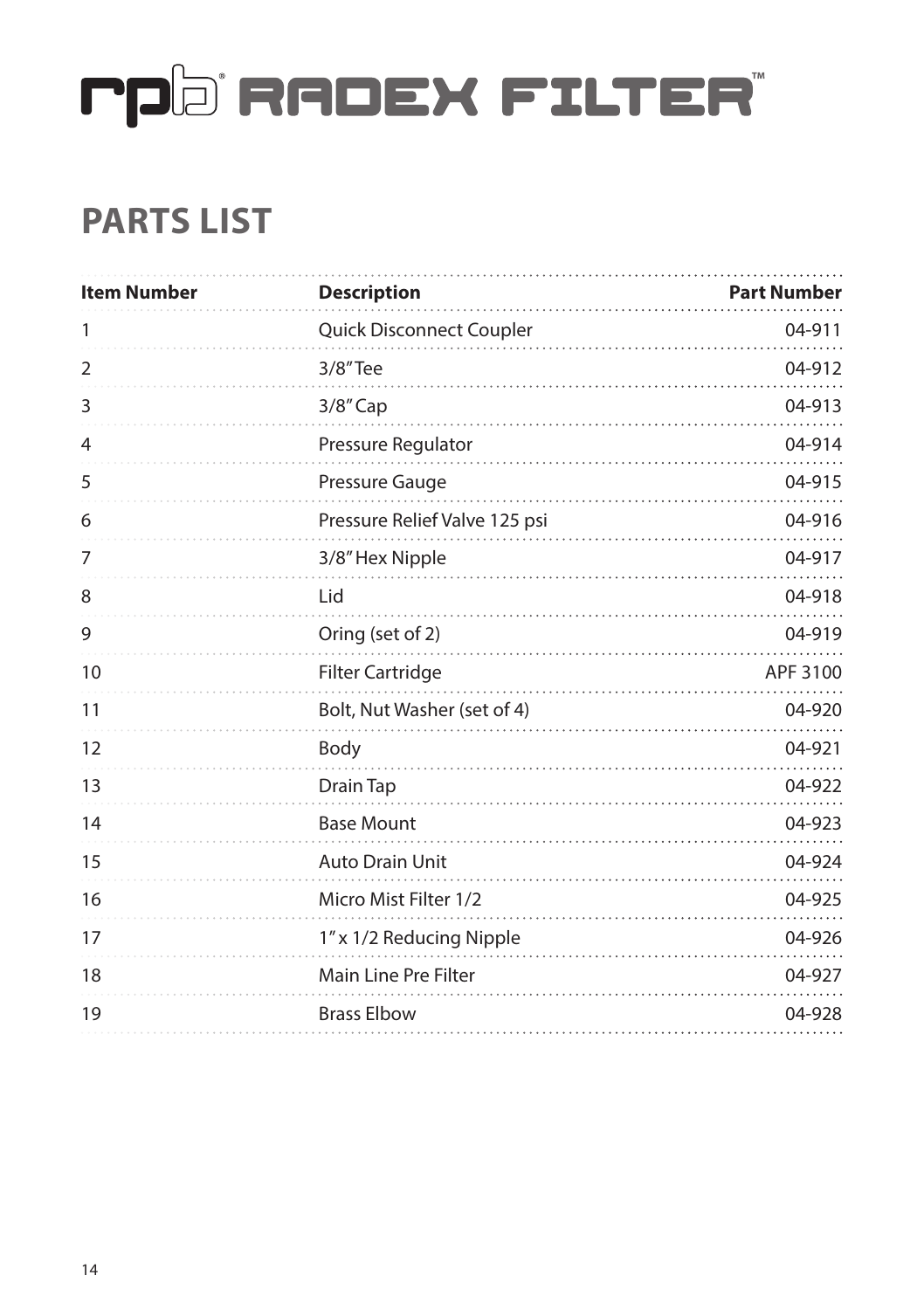# rpb RADEX FILTER™

## PARTS LIST

| Item Number | Description | Part Number |
|---|---|---|
| 1 | Quick Disconnect Coupler | 04-911 |
| 2 | 3/8" Tee | 04-912 |
| 3 | 3/8" Cap | 04-913 |
| 4 | Pressure Regulator | 04-914 |
| 5 | Pressure Gauge | 04-915 |
| 6 | Pressure Relief Valve 125 psi | 04-916 |
| 7 | 3/8" Hex Nipple | 04-917 |
| 8 | Lid | 04-918 |
| 9 | Oring (set of 2) | 04-919 |
| 10 | Filter Cartridge | APF 3100 |
| 11 | Bolt, Nut Washer (set of 4) | 04-920 |
| 12 | Body | 04-921 |
| 13 | Drain Tap | 04-922 |
| 14 | Base Mount | 04-923 |
| 15 | Auto Drain Unit | 04-924 |
| 16 | Micro Mist Filter 1/2 | 04-925 |
| 17 | 1" x 1/2 Reducing Nipple | 04-926 |
| 18 | Main Line Pre Filter | 04-927 |
| 19 | Brass Elbow | 04-928 |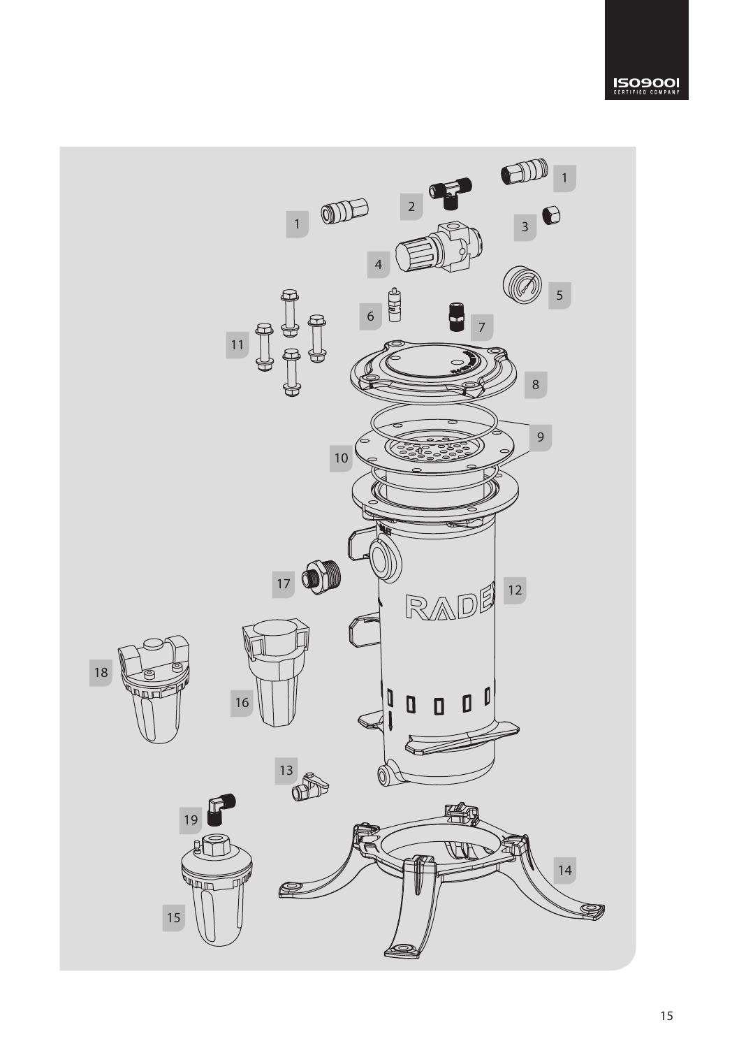1

2

1

3

4

5

6

7

11

8

9

10

17

12

18

16

13

19

14

15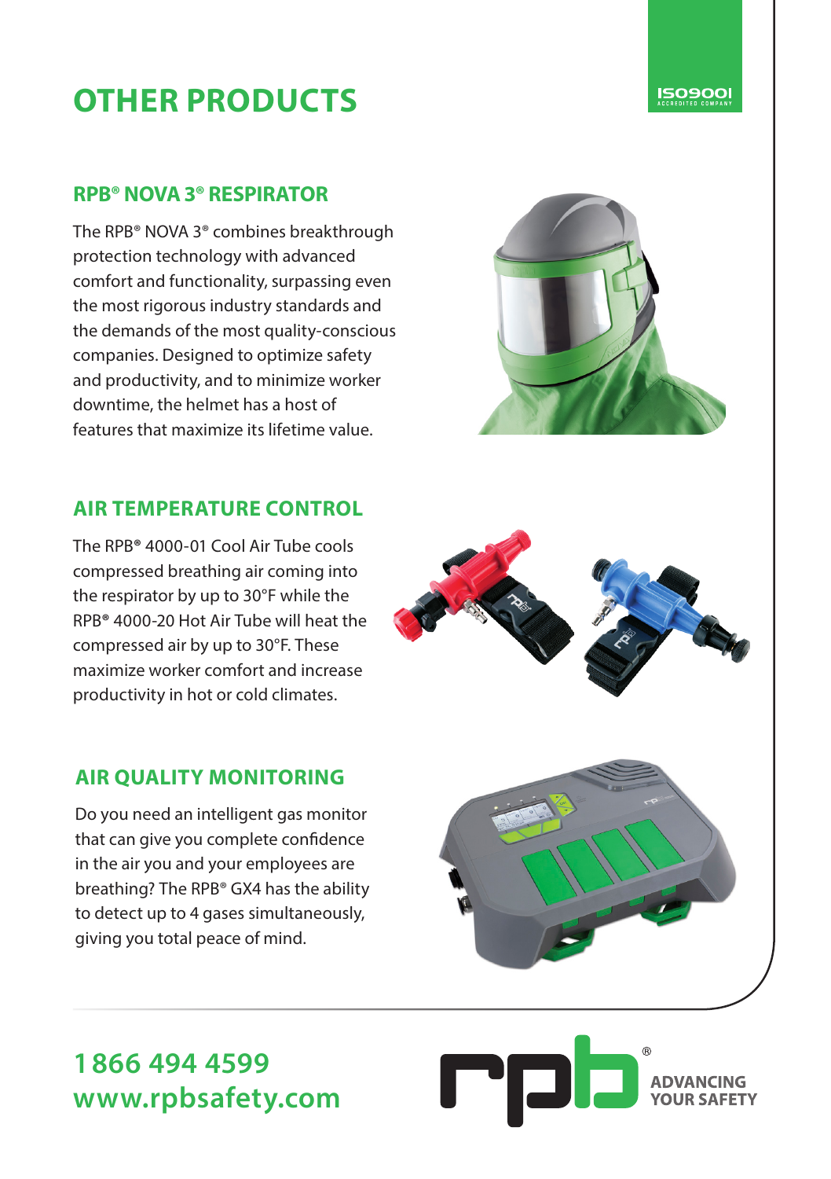# OTHER PRODUCTS

ISO9001 ACCREDITED COMPANY

## RPB® NOVA 3® RESPIRATOR

The RPB® NOVA 3® combines breakthrough protection technology with advanced comfort and functionality, surpassing even the most rigorous industry standards and the demands of the most quality-conscious companies. Designed to optimize safety and productivity, and to minimize worker downtime, the helmet has a host of features that maximize its lifetime value.

## AIR TEMPERATURE CONTROL

The RPB® 4000-01 Cool Air Tube cools compressed breathing air coming into the respirator by up to 30°F while the RPB® 4000-20 Hot Air Tube will heat the compressed air by up to 30°F. These maximize worker comfort and increase productivity in hot or cold climates.

## AIR QUALITY MONITORING

Do you need an intelligent gas monitor that can give you complete confidence in the air you and your employees are breathing? The RPB® GX4 has the ability to detect up to 4 gases simultaneously, giving you total peace of mind.

**1 866 494 4599**
**www.rpbsafety.com**

rpb® ADVANCING YOUR SAFETY